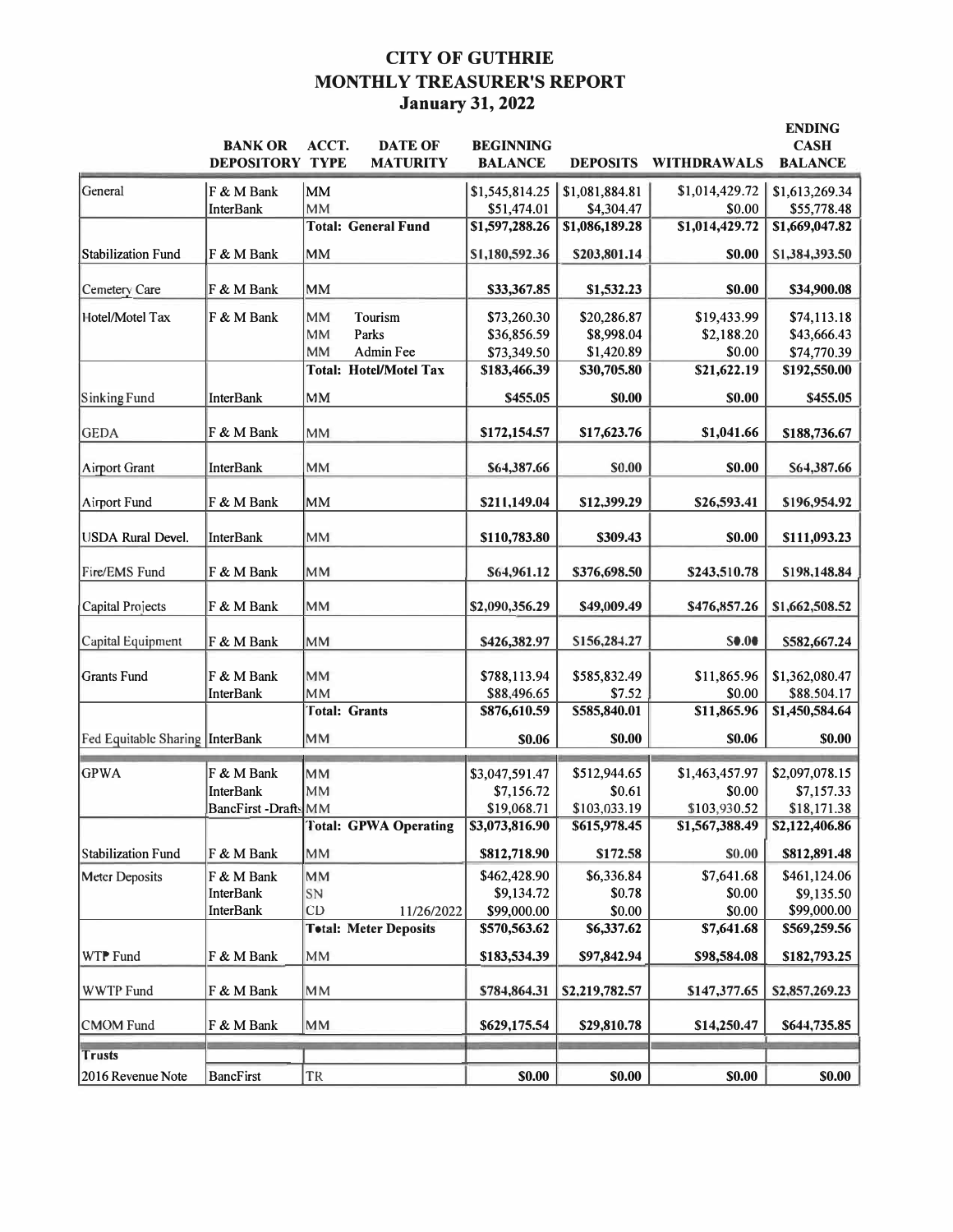# CITY OF GUTHRIE
## MONTHLY TREASURER'S REPORT
### January 31, 2022

| | BANK OR DEPOSITORY | ACCT. TYPE | DATE OF MATURITY | BEGINNING BALANCE | DEPOSITS | WITHDRAWALS | ENDING CASH BALANCE |
|---|---|---|---|---|---|---|---|
| General | F & M Bank | MM | | $1,545,814.25 | $1,081,884.81 | $1,014,429.72 | $1,613,269.34 |
| | InterBank | MM | | $51,474.01 | $4,304.47 | $0.00 | $55,778.48 |
| | | **Total: General Fund** | | **$1,597,288.26** | **$1,086,189.28** | **$1,014,429.72** | **$1,669,047.82** |
| Stabilization Fund | F & M Bank | MM | | **$1,180,592.36** | **$203,801.14** | **$0.00** | $1,384,393.50 |
| Cemetery Care | F & M Bank | MM | | **$33,367.85** | **$1,532.23** | **$0.00** | **$34,900.08** |
| Hotel/Motel Tax | F & M Bank | MM | Tourism | $73,260.30 | $20,286.87 | $19,433.99 | $74,113.18 |
| | | MM | Parks | $36,856.59 | $8,998.04 | $2,188.20 | $43,666.43 |
| | | MM | Admin Fee | $73,349.50 | $1,420.89 | $0.00 | $74,770.39 |
| | | **Total: Hotel/Motel Tax** | | **$183,466.39** | **$30,705.80** | **$21,622.19** | **$192,550.00** |
| Sinking Fund | InterBank | MM | | **$455.05** | **$0.00** | **$0.00** | **$455.05** |
| GEDA | F & M Bank | MM | | **$172,154.57** | **$17,623.76** | **$1,041.66** | **$188,736.67** |
| Airport Grant | InterBank | MM | | **$64,387.66** | **$0.00** | **$0.00** | **$64,387.66** |
| Airport Fund | F & M Bank | MM | | **$211,149.04** | **$12,399.29** | **$26,593.41** | **$196,954.92** |
| USDA Rural Devel. | InterBank | MM | | **$110,783.80** | **$309.43** | **$0.00** | **$111,093.23** |
| Fire/EMS Fund | F & M Bank | MM | | **$64,961.12** | **$376,698.50** | **$243,510.78** | **$198,148.84** |
| Capital Projects | F & M Bank | MM | | **$2,090,356.29** | **$49,009.49** | **$476,857.26** | **$1,662,508.52** |
| Capital Equipment | F & M Bank | MM | | **$426,382.97** | **$156,284.27** | **$0.00** | **$582,667.24** |
| Grants Fund | F & M Bank | MM | | $788,113.94 | $585,832.49 | $11,865.96 | $1,362,080.47 |
| | InterBank | MM | | $88,496.65 | $7.52 | $0.00 | $88,504.17 |
| | | **Total: Grants** | | **$876,610.59** | **$585,840.01** | **$11,865.96** | **$1,450,584.64** |
| Fed Equitable Sharing | InterBank | MM | | **$0.06** | **$0.00** | **$0.06** | **$0.00** |
| GPWA | F & M Bank | MM | | $3,047,591.47 | $512,944.65 | $1,463,457.97 | $2,097,078.15 |
| | InterBank | MM | | $7,156.72 | $0.61 | $0.00 | $7,157.33 |
| | BancFirst -Drafts | MM | | $19,068.71 | $103,033.19 | $103,930.52 | $18,171.38 |
| | | **Total: GPWA Operating** | | **$3,073,816.90** | **$615,978.45** | **$1,567,388.49** | **$2,122,406.86** |
| Stabilization Fund | F & M Bank | MM | | **$812,718.90** | **$172.58** | $0.00 | **$812,891.48** |
| Meter Deposits | F & M Bank | MM | | $462,428.90 | $6,336.84 | $7,641.68 | $461,124.06 |
| | InterBank | SN | | $9,134.72 | $0.78 | $0.00 | $9,135.50 |
| | InterBank | CD | 11/26/2022 | $99,000.00 | $0.00 | $0.00 | $99,000.00 |
| | | **Total: Meter Deposits** | | **$570,563.62** | **$6,337.62** | **$7,641.68** | **$569,259.56** |
| WTP Fund | F & M Bank | MM | | **$183,534.39** | **$97,842.94** | **$98,584.08** | **$182,793.25** |
| WWTP Fund | F & M Bank | MM | | **$784,864.31** | **$2,219,782.57** | **$147,377.65** | **$2,857,269.23** |
| CMOM Fund | F & M Bank | MM | | **$629,175.54** | **$29,810.78** | **$14,250.47** | **$644,735.85** |
| **Trusts** | | | | | | | |
| 2016 Revenue Note | BancFirst | TR | | **$0.00** | **$0.00** | **$0.00** | **$0.00** |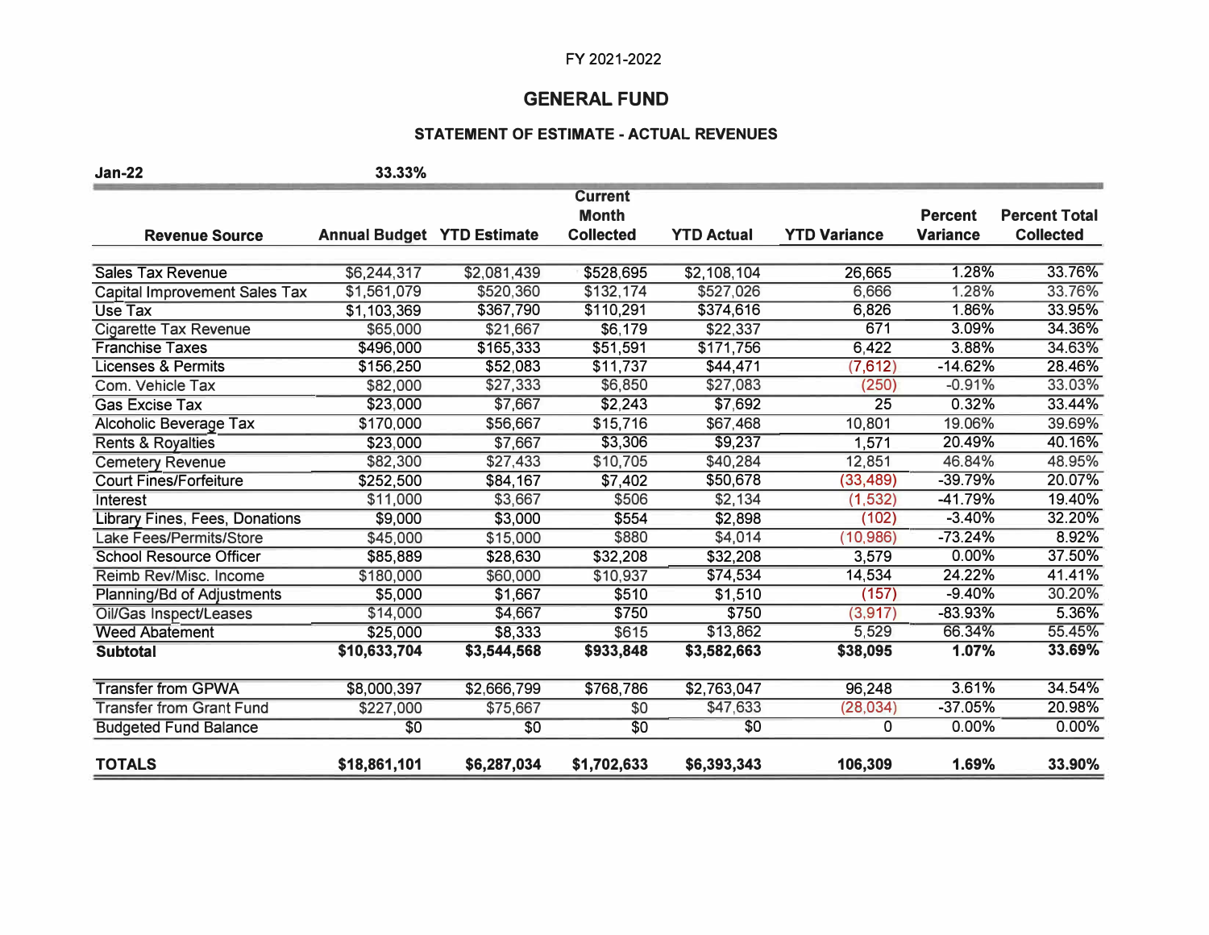FY 2021-2022

# GENERAL FUND

## STATEMENT OF ESTIMATE - ACTUAL REVENUES

**Jan-22** **33.33%**

| Revenue Source | Annual Budget | YTD Estimate | Current Month Collected | YTD Actual | YTD Variance | Percent Variance | Percent Total Collected |
|---|---|---|---|---|---|---|---|
| Sales Tax Revenue | $6,244,317 | $2,081,439 | $528,695 | $2,108,104 | 26,665 | 1.28% | 33.76% |
| Capital Improvement Sales Tax | $1,561,079 | $520,360 | $132,174 | $527,026 | 6,666 | 1.28% | 33.76% |
| Use Tax | $1,103,369 | $367,790 | $110,291 | $374,616 | 6,826 | 1.86% | 33.95% |
| Cigarette Tax Revenue | $65,000 | $21,667 | $6,179 | $22,337 | 671 | 3.09% | 34.36% |
| Franchise Taxes | $496,000 | $165,333 | $51,591 | $171,756 | 6,422 | 3.88% | 34.63% |
| Licenses & Permits | $156,250 | $52,083 | $11,737 | $44,471 | (7,612) | -14.62% | 28.46% |
| Com. Vehicle Tax | $82,000 | $27,333 | $6,850 | $27,083 | (250) | -0.91% | 33.03% |
| Gas Excise Tax | $23,000 | $7,667 | $2,243 | $7,692 | 25 | 0.32% | 33.44% |
| Alcoholic Beverage Tax | $170,000 | $56,667 | $15,716 | $67,468 | 10,801 | 19.06% | 39.69% |
| Rents & Royalties | $23,000 | $7,667 | $3,306 | $9,237 | 1,571 | 20.49% | 40.16% |
| Cemetery Revenue | $82,300 | $27,433 | $10,705 | $40,284 | 12,851 | 46.84% | 48.95% |
| Court Fines/Forfeiture | $252,500 | $84,167 | $7,402 | $50,678 | (33,489) | -39.79% | 20.07% |
| Interest | $11,000 | $3,667 | $506 | $2,134 | (1,532) | -41.79% | 19.40% |
| Library Fines, Fees, Donations | $9,000 | $3,000 | $554 | $2,898 | (102) | -3.40% | 32.20% |
| Lake Fees/Permits/Store | $45,000 | $15,000 | $880 | $4,014 | (10,986) | -73.24% | 8.92% |
| School Resource Officer | $85,889 | $28,630 | $32,208 | $32,208 | 3,579 | 0.00% | 37.50% |
| Reimb Rev/Misc. Income | $180,000 | $60,000 | $10,937 | $74,534 | 14,534 | 24.22% | 41.41% |
| Planning/Bd of Adjustments | $5,000 | $1,667 | $510 | $1,510 | (157) | -9.40% | 30.20% |
| Oil/Gas Inspect/Leases | $14,000 | $4,667 | $750 | $750 | (3,917) | -83.93% | 5.36% |
| Weed Abatement | $25,000 | $8,333 | $615 | $13,862 | 5,529 | 66.34% | 55.45% |
| **Subtotal** | **$10,633,704** | **$3,544,568** | **$933,848** | **$3,582,663** | **$38,095** | **1.07%** | **33.69%** |
| Transfer from GPWA | $8,000,397 | $2,666,799 | $768,786 | $2,763,047 | 96,248 | 3.61% | 34.54% |
| Transfer from Grant Fund | $227,000 | $75,667 | $0 | $47,633 | (28,034) | -37.05% | 20.98% |
| Budgeted Fund Balance | $0 | $0 | $0 | $0 | 0 | 0.00% | 0.00% |
| **TOTALS** | **$18,861,101** | **$6,287,034** | **$1,702,633** | **$6,393,343** | **106,309** | **1.69%** | **33.90%** |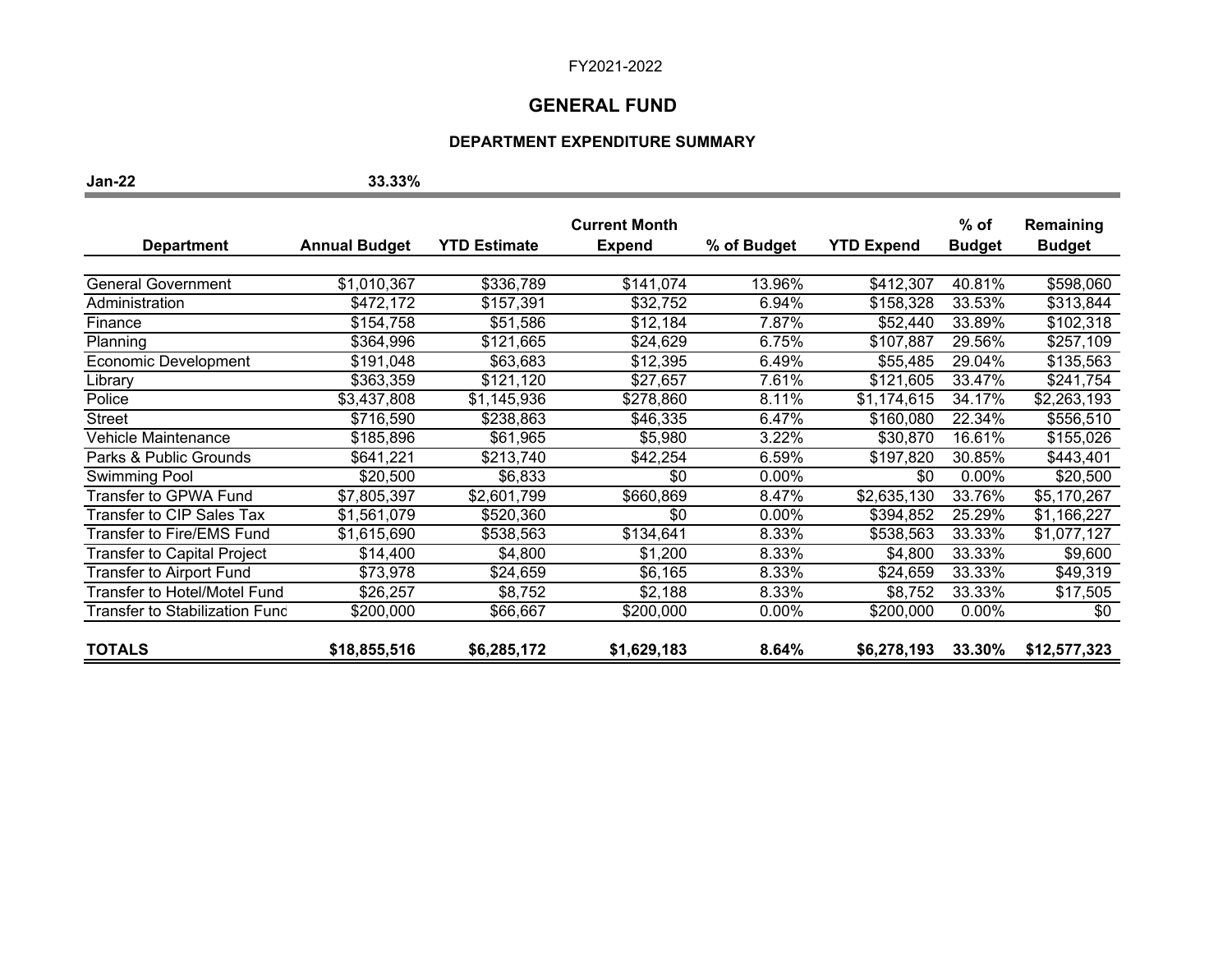FY2021-2022

# GENERAL FUND

## DEPARTMENT EXPENDITURE SUMMARY

**Jan-22** **33.33%**

| Department | Annual Budget | YTD Estimate | Current Month Expend | % of Budget | YTD Expend | % of Budget | Remaining Budget |
|---|---|---|---|---|---|---|---|
| General Government | $1,010,367 | $336,789 | $141,074 | 13.96% | $412,307 | 40.81% | $598,060 |
| Administration | $472,172 | $157,391 | $32,752 | 6.94% | $158,328 | 33.53% | $313,844 |
| Finance | $154,758 | $51,586 | $12,184 | 7.87% | $52,440 | 33.89% | $102,318 |
| Planning | $364,996 | $121,665 | $24,629 | 6.75% | $107,887 | 29.56% | $257,109 |
| Economic Development | $191,048 | $63,683 | $12,395 | 6.49% | $55,485 | 29.04% | $135,563 |
| Library | $363,359 | $121,120 | $27,657 | 7.61% | $121,605 | 33.47% | $241,754 |
| Police | $3,437,808 | $1,145,936 | $278,860 | 8.11% | $1,174,615 | 34.17% | $2,263,193 |
| Street | $716,590 | $238,863 | $46,335 | 6.47% | $160,080 | 22.34% | $556,510 |
| Vehicle Maintenance | $185,896 | $61,965 | $5,980 | 3.22% | $30,870 | 16.61% | $155,026 |
| Parks & Public Grounds | $641,221 | $213,740 | $42,254 | 6.59% | $197,820 | 30.85% | $443,401 |
| Swimming Pool | $20,500 | $6,833 | $0 | 0.00% | $0 | 0.00% | $20,500 |
| Transfer to GPWA Fund | $7,805,397 | $2,601,799 | $660,869 | 8.47% | $2,635,130 | 33.76% | $5,170,267 |
| Transfer to CIP Sales Tax | $1,561,079 | $520,360 | $0 | 0.00% | $394,852 | 25.29% | $1,166,227 |
| Transfer to Fire/EMS Fund | $1,615,690 | $538,563 | $134,641 | 8.33% | $538,563 | 33.33% | $1,077,127 |
| Transfer to Capital Project | $14,400 | $4,800 | $1,200 | 8.33% | $4,800 | 33.33% | $9,600 |
| Transfer to Airport Fund | $73,978 | $24,659 | $6,165 | 8.33% | $24,659 | 33.33% | $49,319 |
| Transfer to Hotel/Motel Fund | $26,257 | $8,752 | $2,188 | 8.33% | $8,752 | 33.33% | $17,505 |
| Transfer to Stabilization Func | $200,000 | $66,667 | $200,000 | 0.00% | $200,000 | 0.00% | $0 |
| **TOTALS** | **$18,855,516** | **$6,285,172** | **$1,629,183** | **8.64%** | **$6,278,193** | **33.30%** | **$12,577,323** |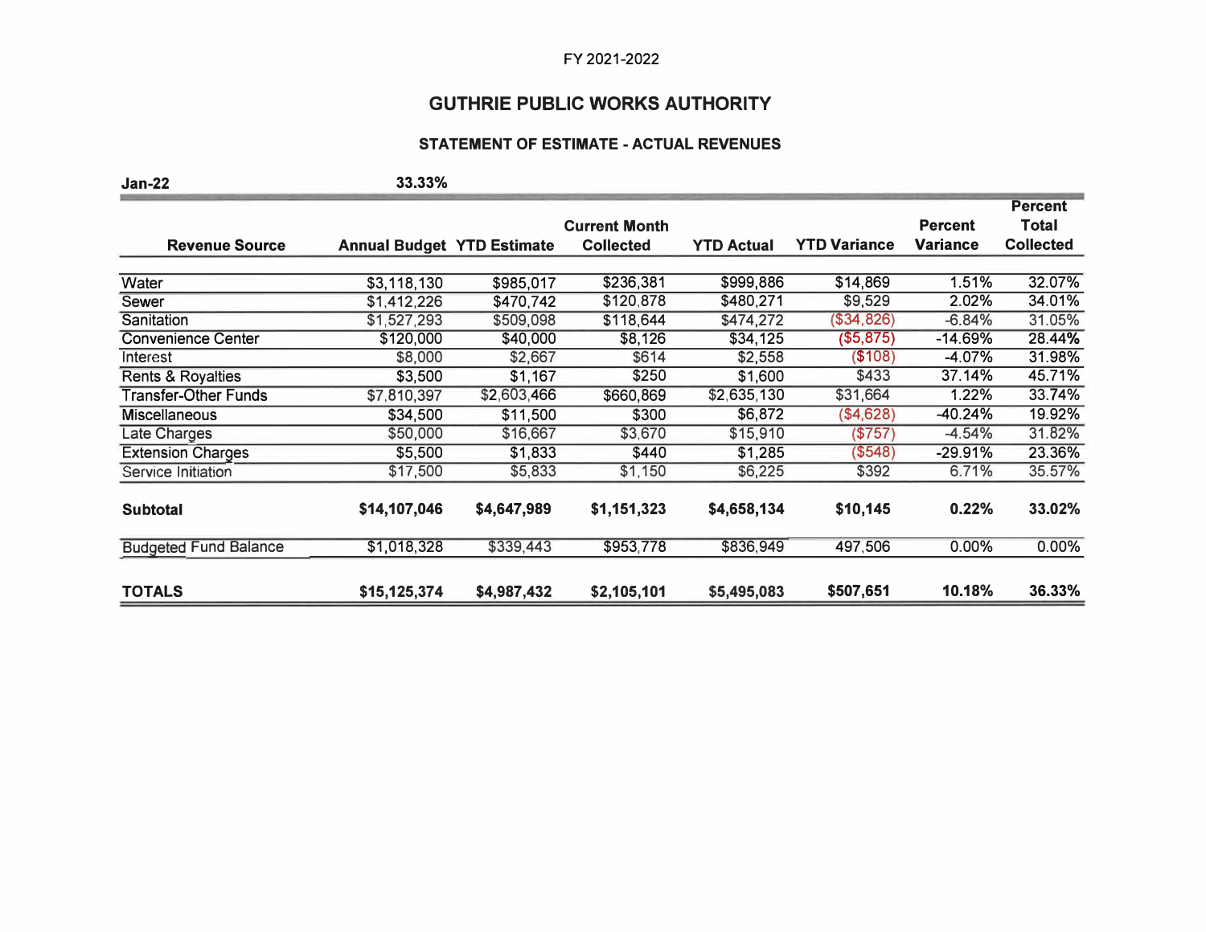FY 2021-2022

# GUTHRIE PUBLIC WORKS AUTHORITY

## STATEMENT OF ESTIMATE - ACTUAL REVENUES

**Jan-22** **33.33%**

| Revenue Source | Annual Budget | YTD Estimate | Current Month Collected | YTD Actual | YTD Variance | Percent Variance | Percent Total Collected |
|---|---|---|---|---|---|---|---|
| Water | $3,118,130 | $985,017 | $236,381 | $999,886 | $14,869 | 1.51% | 32.07% |
| Sewer | $1,412,226 | $470,742 | $120,878 | $480,271 | $9,529 | 2.02% | 34.01% |
| Sanitation | $1,527,293 | $509,098 | $118,644 | $474,272 | ($34,826) | -6.84% | 31.05% |
| Convenience Center | $120,000 | $40,000 | $8,126 | $34,125 | ($5,875) | -14.69% | 28.44% |
| Interest | $8,000 | $2,667 | $614 | $2,558 | ($108) | -4.07% | 31.98% |
| Rents & Royalties | $3,500 | $1,167 | $250 | $1,600 | $433 | 37.14% | 45.71% |
| Transfer-Other Funds | $7,810,397 | $2,603,466 | $660,869 | $2,635,130 | $31,664 | 1.22% | 33.74% |
| Miscellaneous | $34,500 | $11,500 | $300 | $6,872 | ($4,628) | -40.24% | 19.92% |
| Late Charges | $50,000 | $16,667 | $3,670 | $15,910 | ($757) | -4.54% | 31.82% |
| Extension Charges | $5,500 | $1,833 | $440 | $1,285 | ($548) | -29.91% | 23.36% |
| Service Initiation | $17,500 | $5,833 | $1,150 | $6,225 | $392 | 6.71% | 35.57% |
| **Subtotal** | **$14,107,046** | **$4,647,989** | **$1,151,323** | **$4,658,134** | **$10,145** | **0.22%** | **33.02%** |
| Budgeted Fund Balance | $1,018,328 | $339,443 | $953,778 | $836,949 | 497,506 | 0.00% | 0.00% |
| **TOTALS** | **$15,125,374** | **$4,987,432** | **$2,105,101** | **$5,495,083** | **$507,651** | **10.18%** | **36.33%** |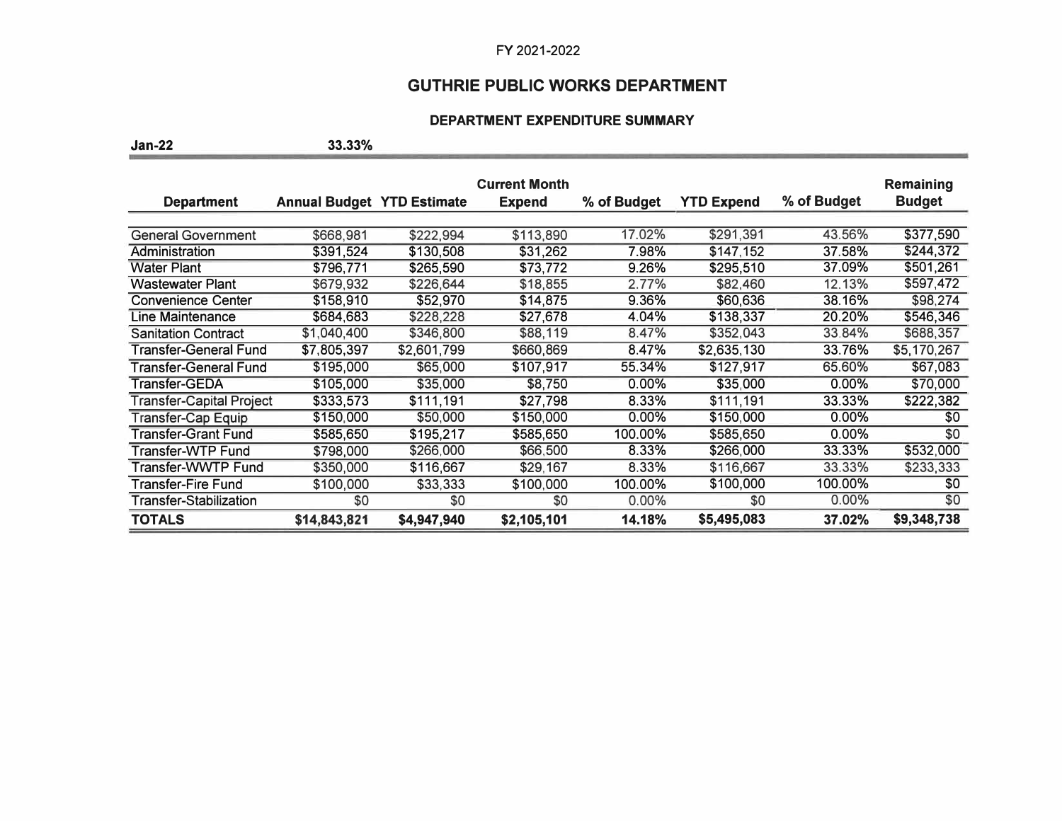FY 2021-2022

## GUTHRIE PUBLIC WORKS DEPARTMENT

### DEPARTMENT EXPENDITURE SUMMARY

**Jan-22** **33.33%**

| Department | Annual Budget | YTD Estimate | Current Month Expend | % of Budget | YTD Expend | % of Budget | Remaining Budget |
|---|---|---|---|---|---|---|---|
| General Government | $668,981 | $222,994 | $113,890 | 17.02% | $291,391 | 43.56% | $377,590 |
| Administration | $391,524 | $130,508 | $31,262 | 7.98% | $147,152 | 37.58% | $244,372 |
| Water Plant | $796,771 | $265,590 | $73,772 | 9.26% | $295,510 | 37.09% | $501,261 |
| Wastewater Plant | $679,932 | $226,644 | $18,855 | 2.77% | $82,460 | 12.13% | $597,472 |
| Convenience Center | $158,910 | $52,970 | $14,875 | 9.36% | $60,636 | 38.16% | $98,274 |
| Line Maintenance | $684,683 | $228,228 | $27,678 | 4.04% | $138,337 | 20.20% | $546,346 |
| Sanitation Contract | $1,040,400 | $346,800 | $88,119 | 8.47% | $352,043 | 33.84% | $688,357 |
| Transfer-General Fund | $7,805,397 | $2,601,799 | $660,869 | 8.47% | $2,635,130 | 33.76% | $5,170,267 |
| Transfer-General Fund | $195,000 | $65,000 | $107,917 | 55.34% | $127,917 | 65.60% | $67,083 |
| Transfer-GEDA | $105,000 | $35,000 | $8,750 | 0.00% | $35,000 | 0.00% | $70,000 |
| Transfer-Capital Project | $333,573 | $111,191 | $27,798 | 8.33% | $111,191 | 33.33% | $222,382 |
| Transfer-Cap Equip | $150,000 | $50,000 | $150,000 | 0.00% | $150,000 | 0.00% | $0 |
| Transfer-Grant Fund | $585,650 | $195,217 | $585,650 | 100.00% | $585,650 | 0.00% | $0 |
| Transfer-WTP Fund | $798,000 | $266,000 | $66,500 | 8.33% | $266,000 | 33.33% | $532,000 |
| Transfer-WWTP Fund | $350,000 | $116,667 | $29,167 | 8.33% | $116,667 | 33.33% | $233,333 |
| Transfer-Fire Fund | $100,000 | $33,333 | $100,000 | 100.00% | $100,000 | 100.00% | $0 |
| Transfer-Stabilization | $0 | $0 | $0 | 0.00% | $0 | 0.00% | $0 |
| **TOTALS** | **$14,843,821** | **$4,947,940** | **$2,105,101** | **14.18%** | **$5,495,083** | **37.02%** | **$9,348,738** |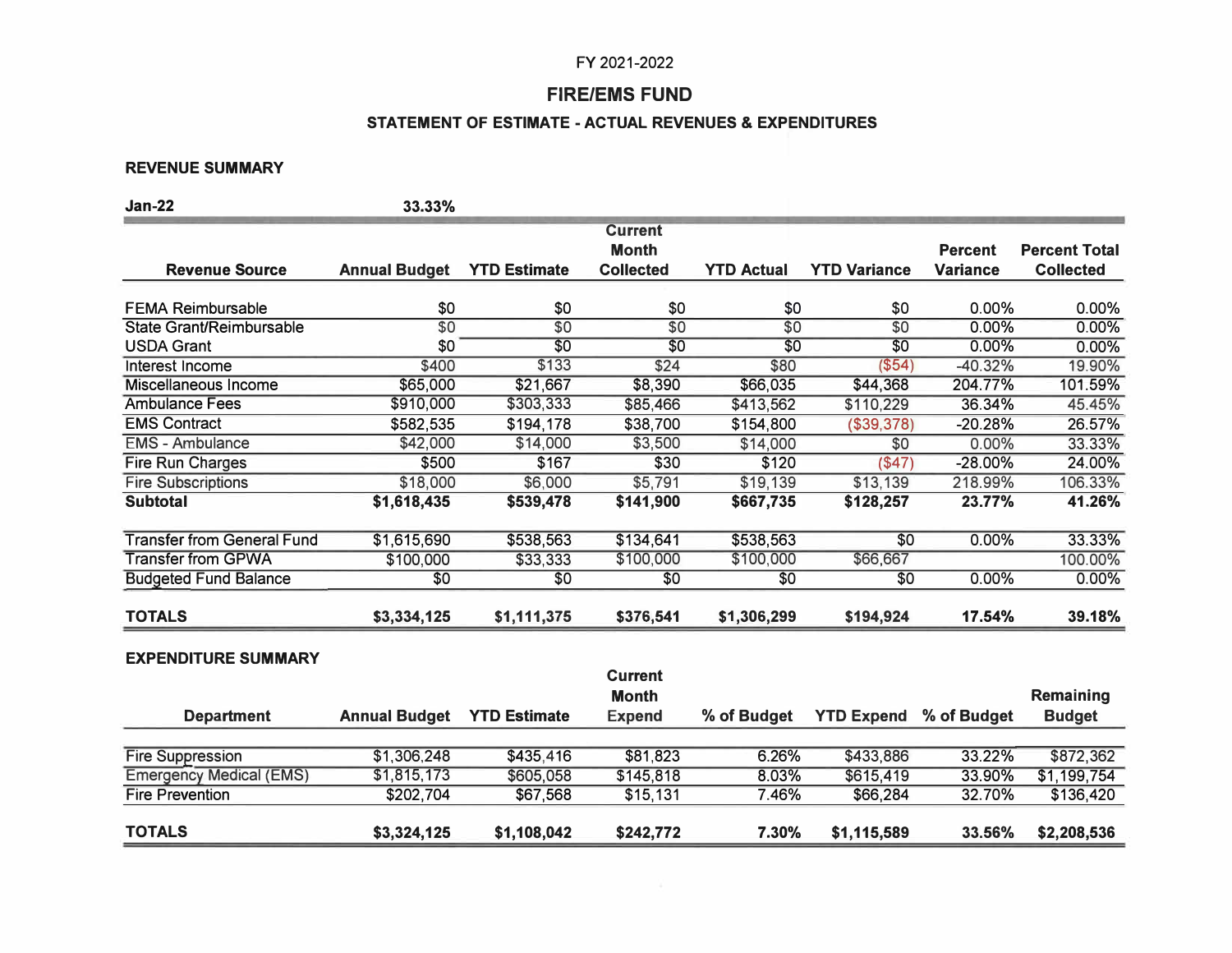FY 2021-2022

# FIRE/EMS FUND

## STATEMENT OF ESTIMATE - ACTUAL REVENUES & EXPENDITURES

### REVENUE SUMMARY

**Jan-22** **33.33%**

| Revenue Source | Annual Budget | YTD Estimate | Current Month Collected | YTD Actual | YTD Variance | Percent Variance | Percent Total Collected |
|---|---|---|---|---|---|---|---|
| FEMA Reimbursable | $0 | $0 | $0 | $0 | $0 | 0.00% | 0.00% |
| State Grant/Reimbursable | $0 | $0 | $0 | $0 | $0 | 0.00% | 0.00% |
| USDA Grant | $0 | $0 | $0 | $0 | $0 | 0.00% | 0.00% |
| Interest Income | $400 | $133 | $24 | $80 | ($54) | -40.32% | 19.90% |
| Miscellaneous Income | $65,000 | $21,667 | $8,390 | $66,035 | $44,368 | 204.77% | 101.59% |
| Ambulance Fees | $910,000 | $303,333 | $85,466 | $413,562 | $110,229 | 36.34% | 45.45% |
| EMS Contract | $582,535 | $194,178 | $38,700 | $154,800 | ($39,378) | -20.28% | 26.57% |
| EMS - Ambulance | $42,000 | $14,000 | $3,500 | $14,000 | $0 | 0.00% | 33.33% |
| Fire Run Charges | $500 | $167 | $30 | $120 | ($47) | -28.00% | 24.00% |
| Fire Subscriptions | $18,000 | $6,000 | $5,791 | $19,139 | $13,139 | 218.99% | 106.33% |
| **Subtotal** | **$1,618,435** | **$539,478** | **$141,900** | **$667,735** | **$128,257** | **23.77%** | **41.26%** |
| Transfer from General Fund | $1,615,690 | $538,563 | $134,641 | $538,563 | $0 | 0.00% | 33.33% |
| Transfer from GPWA | $100,000 | $33,333 | $100,000 | $100,000 | $66,667 | | 100.00% |
| Budgeted Fund Balance | $0 | $0 | $0 | $0 | $0 | 0.00% | 0.00% |
| **TOTALS** | **$3,334,125** | **$1,111,375** | **$376,541** | **$1,306,299** | **$194,924** | **17.54%** | **39.18%** |

### EXPENDITURE SUMMARY

| Department | Annual Budget | YTD Estimate | Current Month Expend | % of Budget | YTD Expend | % of Budget | Remaining Budget |
|---|---|---|---|---|---|---|---|
| Fire Suppression | $1,306,248 | $435,416 | $81,823 | 6.26% | $433,886 | 33.22% | $872,362 |
| Emergency Medical (EMS) | $1,815,173 | $605,058 | $145,818 | 8.03% | $615,419 | 33.90% | $1,199,754 |
| Fire Prevention | $202,704 | $67,568 | $15,131 | 7.46% | $66,284 | 32.70% | $136,420 |
| **TOTALS** | **$3,324,125** | **$1,108,042** | **$242,772** | **7.30%** | **$1,115,589** | **33.56%** | **$2,208,536** |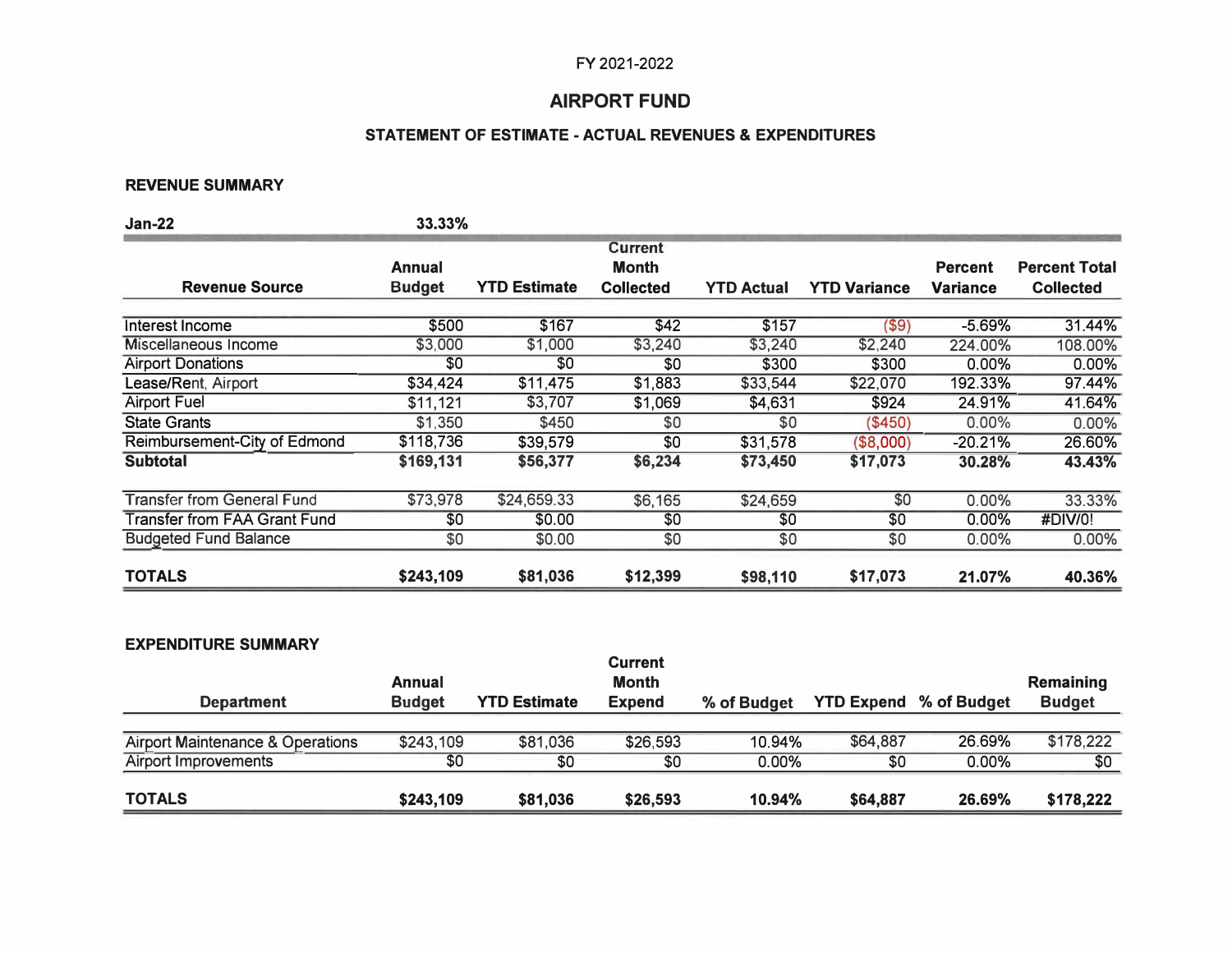FY 2021-2022

# AIRPORT FUND

## STATEMENT OF ESTIMATE - ACTUAL REVENUES & EXPENDITURES

### REVENUE SUMMARY

**Jan-22** **33.33%**

| Revenue Source | Annual Budget | YTD Estimate | Current Month Collected | YTD Actual | YTD Variance | Percent Variance | Percent Total Collected |
|---|---|---|---|---|---|---|---|
| Interest Income | $500 | $167 | $42 | $157 | ($9) | -5.69% | 31.44% |
| Miscellaneous Income | $3,000 | $1,000 | $3,240 | $3,240 | $2,240 | 224.00% | 108.00% |
| Airport Donations | $0 | $0 | $0 | $300 | $300 | 0.00% | 0.00% |
| Lease/Rent, Airport | $34,424 | $11,475 | $1,883 | $33,544 | $22,070 | 192.33% | 97.44% |
| Airport Fuel | $11,121 | $3,707 | $1,069 | $4,631 | $924 | 24.91% | 41.64% |
| State Grants | $1,350 | $450 | $0 | $0 | ($450) | 0.00% | 0.00% |
| Reimbursement-City of Edmond | $118,736 | $39,579 | $0 | $31,578 | ($8,000) | -20.21% | 26.60% |
| **Subtotal** | **$169,131** | **$56,377** | **$6,234** | **$73,450** | **$17,073** | **30.28%** | **43.43%** |
| Transfer from General Fund | $73,978 | $24,659.33 | $6,165 | $24,659 | $0 | 0.00% | 33.33% |
| Transfer from FAA Grant Fund | $0 | $0.00 | $0 | $0 | $0 | 0.00% | #DIV/0! |
| Budgeted Fund Balance | $0 | $0.00 | $0 | $0 | $0 | 0.00% | 0.00% |
| **TOTALS** | **$243,109** | **$81,036** | **$12,399** | **$98,110** | **$17,073** | **21.07%** | **40.36%** |

### EXPENDITURE SUMMARY

| Department | Annual Budget | YTD Estimate | Current Month Expend | % of Budget | YTD Expend | % of Budget | Remaining Budget |
|---|---|---|---|---|---|---|---|
| Airport Maintenance & Operations | $243,109 | $81,036 | $26,593 | 10.94% | $64,887 | 26.69% | $178,222 |
| Airport Improvements | $0 | $0 | $0 | 0.00% | $0 | 0.00% | $0 |
| **TOTALS** | **$243,109** | **$81,036** | **$26,593** | **10.94%** | **$64,887** | **26.69%** | **$178,222** |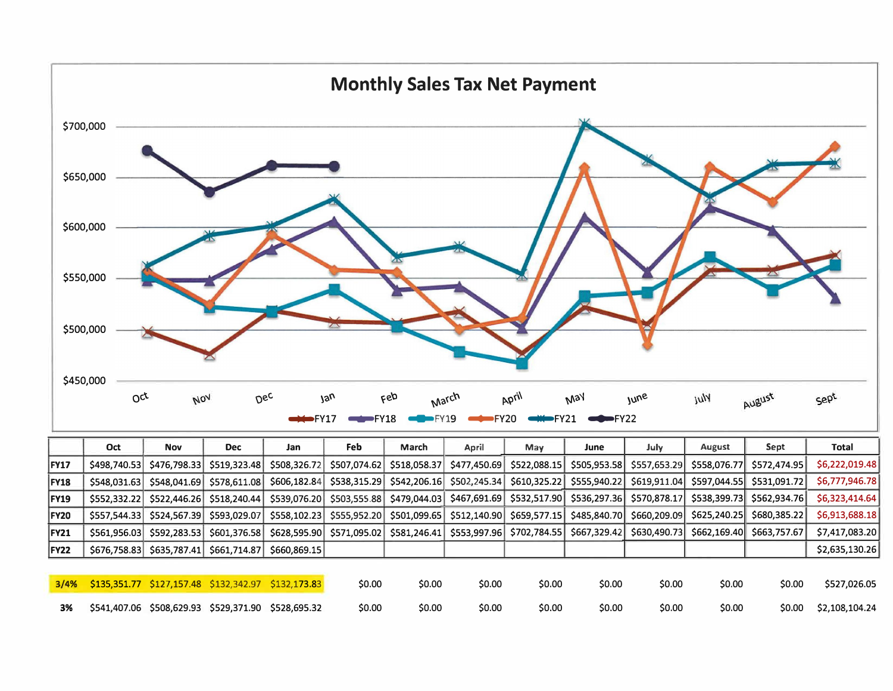## Monthly Sales Tax Net Payment

$700,000
$650,000
$600,000
$550,000
$500,000
$450,000

Oct Nov Dec Jan Feb March April May June July August Sept

FY17 FY18 FY19 FY20 FY21 FY22

| | Oct | Nov | Dec | Jan | Feb | March | April | May | June | July | August | Sept | Total |
|---|---|---|---|---|---|---|---|---|---|---|---|---|---|
| FY17 | $498,740.53 | $476,798.33 | $519,323.48 | $508,326.72 | $507,074.62 | $518,058.37 | $477,450.69 | $522,088.15 | $505,953.58 | $557,653.29 | $558,076.77 | $572,474.95 | $6,222,019.48 |
| FY18 | $548,031.63 | $548,041.69 | $578,611.08 | $606,182.84 | $538,315.29 | $542,206.16 | $502,245.34 | $610,325.22 | $555,940.22 | $619,911.04 | $597,044.55 | $531,091.72 | $6,777,946.78 |
| FY19 | $552,332.22 | $522,446.26 | $518,240.44 | $539,076.20 | $503,555.88 | $479,044.03 | $467,691.69 | $532,517.90 | $536,297.36 | $570,878.17 | $538,399.73 | $562,934.76 | $6,323,414.64 |
| FY20 | $557,544.33 | $524,567.39 | $593,029.07 | $558,102.23 | $555,952.20 | $501,099.65 | $512,140.90 | $659,577.15 | $485,840.70 | $660,209.09 | $625,240.25 | $680,385.22 | $6,913,688.18 |
| FY21 | $561,956.03 | $592,283.53 | $601,376.58 | $628,595.90 | $571,095.02 | $581,246.41 | $553,997.96 | $702,784.55 | $667,329.42 | $630,490.73 | $662,169.40 | $663,757.67 | $7,417,083.20 |
| FY22 | $676,758.83 | $635,787.41 | $661,714.87 | $660,869.15 | | | | | | | | | $2,635,130.26 |
| | | | | | | | | | | | | | |
| 3/4% | $135,351.77 | $127,157.48 | $132,342.97 | $132,173.83 | $0.00 | $0.00 | $0.00 | $0.00 | $0.00 | $0.00 | $0.00 | $0.00 | $527,026.05 |
| 3% | $541,407.06 | $508,629.93 | $529,371.90 | $528,695.32 | $0.00 | $0.00 | $0.00 | $0.00 | $0.00 | $0.00 | $0.00 | $0.00 | $2,108,104.24 |